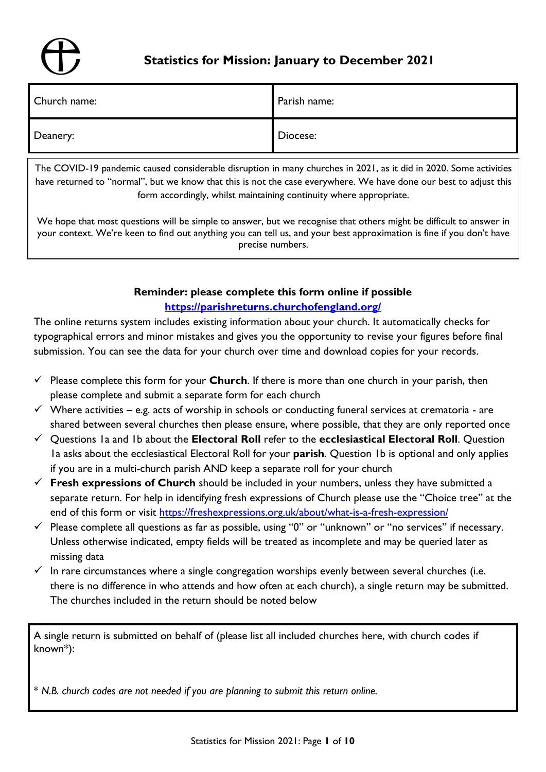# Statistics for Mission: January to December 2021

| Church name: | Parish name: |
|---|---|
| Deanery: | Diocese: |

The COVID-19 pandemic caused considerable disruption in many churches in 2021, as it did in 2020. Some activities have returned to "normal", but we know that this is not the case everywhere. We have done our best to adjust this form accordingly, whilst maintaining continuity where appropriate.

We hope that most questions will be simple to answer, but we recognise that others might be difficult to answer in your context. We're keen to find out anything you can tell us, and your best approximation is fine if you don't have precise numbers.

**Reminder: please complete this form online if possible**
**https://parishreturns.churchofengland.org/**

The online returns system includes existing information about your church. It automatically checks for typographical errors and minor mistakes and gives you the opportunity to revise your figures before final submission. You can see the data for your church over time and download copies for your records.

- ✓ Please complete this form for your **Church**. If there is more than one church in your parish, then please complete and submit a separate form for each church
- ✓ Where activities – e.g. acts of worship in schools or conducting funeral services at crematoria - are shared between several churches then please ensure, where possible, that they are only reported once
- ✓ Questions 1a and 1b about the **Electoral Roll** refer to the **ecclesiastical Electoral Roll**. Question 1a asks about the ecclesiastical Electoral Roll for your **parish**. Question 1b is optional and only applies if you are in a multi-church parish AND keep a separate roll for your church
- ✓ **Fresh expressions of Church** should be included in your numbers, unless they have submitted a separate return. For help in identifying fresh expressions of Church please use the "Choice tree" at the end of this form or visit https://freshexpressions.org.uk/about/what-is-a-fresh-expression/
- ✓ Please complete all questions as far as possible, using "0" or "unknown" or "no services" if necessary. Unless otherwise indicated, empty fields will be treated as incomplete and may be queried later as missing data
- ✓ In rare circumstances where a single congregation worships evenly between several churches (i.e. there is no difference in who attends and how often at each church), a single return may be submitted. The churches included in the return should be noted below

A single return is submitted on behalf of (please list all included churches here, with church codes if known*):

\* *N.B. church codes are not needed if you are planning to submit this return online.*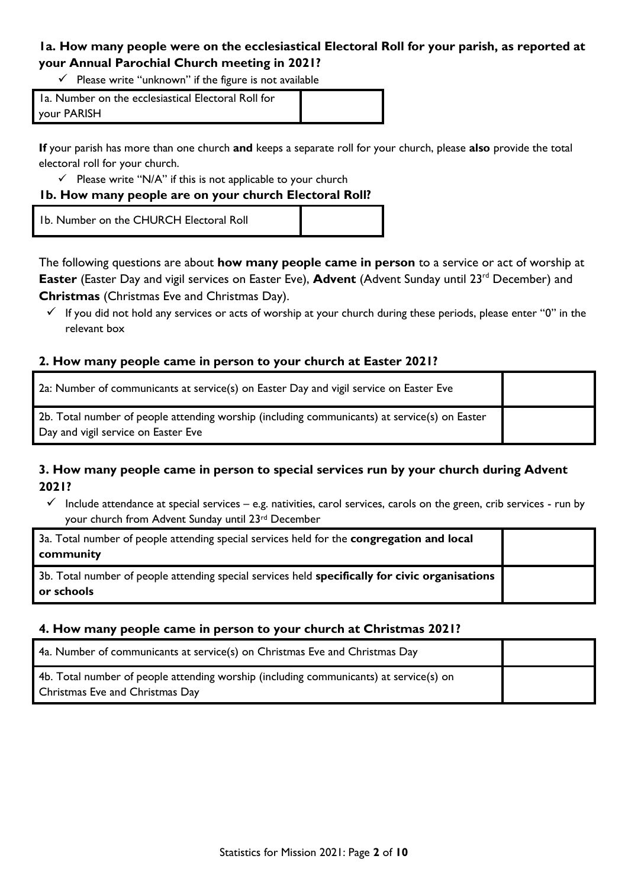### 1a. How many people were on the ecclesiastical Electoral Roll for your parish, as reported at your Annual Parochial Church meeting in 2021?

- ✓ Please write "unknown" if the figure is not available

| 1a. Number on the ecclesiastical Electoral Roll for your PARISH | |
|---|---|

**If** your parish has more than one church **and** keeps a separate roll for your church, please **also** provide the total electoral roll for your church.

- ✓ Please write "N/A" if this is not applicable to your church

### 1b. How many people are on your church Electoral Roll?

| 1b. Number on the CHURCH Electoral Roll | |
|---|---|

The following questions are about **how many people came in person** to a service or act of worship at **Easter** (Easter Day and vigil services on Easter Eve), **Advent** (Advent Sunday until 23rd December) and **Christmas** (Christmas Eve and Christmas Day).

- ✓ If you did not hold any services or acts of worship at your church during these periods, please enter "0" in the relevant box

### 2. How many people came in person to your church at Easter 2021?

| 2a: Number of communicants at service(s) on Easter Day and vigil service on Easter Eve | |
|---|---|
| 2b. Total number of people attending worship (including communicants) at service(s) on Easter Day and vigil service on Easter Eve | |

### 3. How many people came in person to special services run by your church during Advent 2021?

- ✓ Include attendance at special services – e.g. nativities, carol services, carols on the green, crib services - run by your church from Advent Sunday until 23rd December

| 3a. Total number of people attending special services held for the **congregation and local community** | |
|---|---|
| 3b. Total number of people attending special services held **specifically for civic organisations or schools** | |

### 4. How many people came in person to your church at Christmas 2021?

| 4a. Number of communicants at service(s) on Christmas Eve and Christmas Day | |
|---|---|
| 4b. Total number of people attending worship (including communicants) at service(s) on Christmas Eve and Christmas Day | |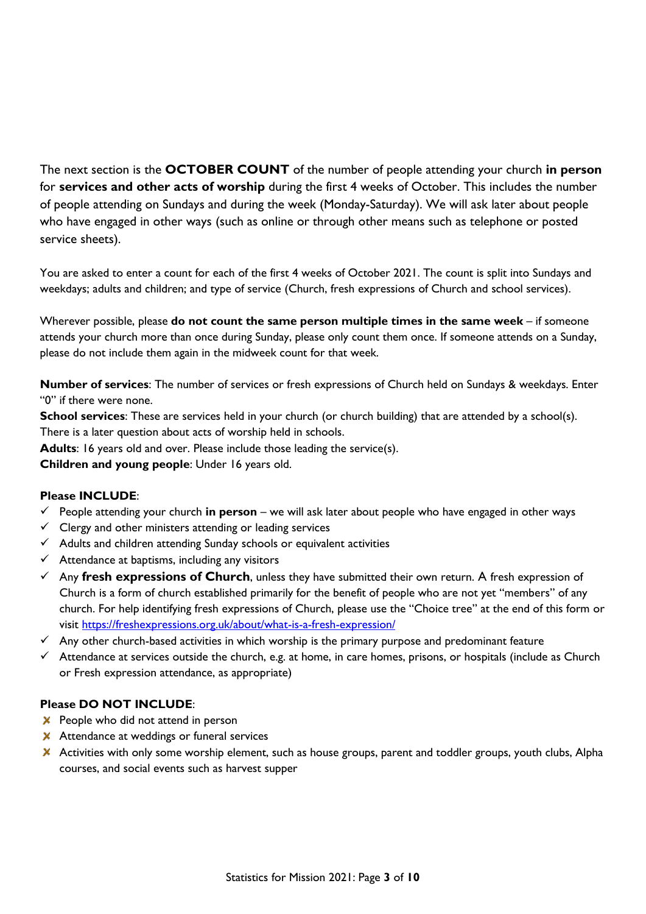The next section is the **OCTOBER COUNT** of the number of people attending your church **in person** for **services and other acts of worship** during the first 4 weeks of October. This includes the number of people attending on Sundays and during the week (Monday-Saturday). We will ask later about people who have engaged in other ways (such as online or through other means such as telephone or posted service sheets).

You are asked to enter a count for each of the first 4 weeks of October 2021. The count is split into Sundays and weekdays; adults and children; and type of service (Church, fresh expressions of Church and school services).

Wherever possible, please **do not count the same person multiple times in the same week** – if someone attends your church more than once during Sunday, please only count them once. If someone attends on a Sunday, please do not include them again in the midweek count for that week.

**Number of services**: The number of services or fresh expressions of Church held on Sundays & weekdays. Enter "0" if there were none.
**School services**: These are services held in your church (or church building) that are attended by a school(s). There is a later question about acts of worship held in schools.
**Adults**: 16 years old and over. Please include those leading the service(s).
**Children and young people**: Under 16 years old.

**Please INCLUDE**:

- ✓ People attending your church **in person** – we will ask later about people who have engaged in other ways
- ✓ Clergy and other ministers attending or leading services
- ✓ Adults and children attending Sunday schools or equivalent activities
- ✓ Attendance at baptisms, including any visitors
- ✓ Any **fresh expressions of Church**, unless they have submitted their own return. A fresh expression of Church is a form of church established primarily for the benefit of people who are not yet "members" of any church. For help identifying fresh expressions of Church, please use the "Choice tree" at the end of this form or visit https://freshexpressions.org.uk/about/what-is-a-fresh-expression/
- ✓ Any other church-based activities in which worship is the primary purpose and predominant feature
- ✓ Attendance at services outside the church, e.g. at home, in care homes, prisons, or hospitals (include as Church or Fresh expression attendance, as appropriate)

**Please DO NOT INCLUDE**:

- ✗ People who did not attend in person
- ✗ Attendance at weddings or funeral services
- ✗ Activities with only some worship element, such as house groups, parent and toddler groups, youth clubs, Alpha courses, and social events such as harvest supper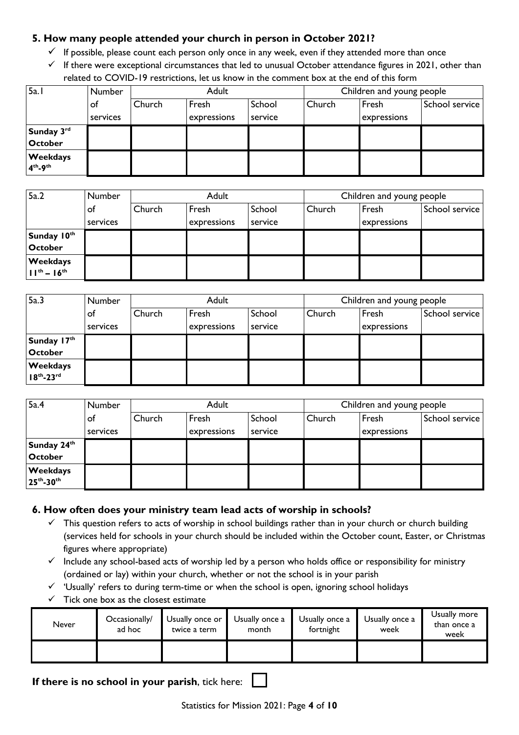### 5. How many people attended your church in person in October 2021?

- ✓ If possible, please count each person only once in any week, even if they attended more than once
- ✓ If there were exceptional circumstances that led to unusual October attendance figures in 2021, other than related to COVID-19 restrictions, let us know in the comment box at the end of this form

| 5a.1 | Number of services | Adult | | | Children and young people | | |
|---|---|---|---|---|---|---|---|
| | | Church | Fresh expressions | School service | Church | Fresh expressions | School service |
| **Sunday 3rd October** | | | | | | | |
| **Weekdays 4th-9th** | | | | | | | |

| 5a.2 | Number of services | Adult | | | Children and young people | | |
|---|---|---|---|---|---|---|---|
| | | Church | Fresh expressions | School service | Church | Fresh expressions | School service |
| **Sunday 10th October** | | | | | | | |
| **Weekdays 11th – 16th** | | | | | | | |

| 5a.3 | Number of services | Adult | | | Children and young people | | |
|---|---|---|---|---|---|---|---|
| | | Church | Fresh expressions | School service | Church | Fresh expressions | School service |
| **Sunday 17th October** | | | | | | | |
| **Weekdays 18th-23rd** | | | | | | | |

| 5a.4 | Number of services | Adult | | | Children and young people | | |
|---|---|---|---|---|---|---|---|
| | | Church | Fresh expressions | School service | Church | Fresh expressions | School service |
| **Sunday 24th October** | | | | | | | |
| **Weekdays 25th-30th** | | | | | | | |

### 6. How often does your ministry team lead acts of worship in schools?

- ✓ This question refers to acts of worship in school buildings rather than in your church or church building (services held for schools in your church should be included within the October count, Easter, or Christmas figures where appropriate)
- ✓ Include any school-based acts of worship led by a person who holds office or responsibility for ministry (ordained or lay) within your church, whether or not the school is in your parish
- ✓ 'Usually' refers to during term-time or when the school is open, ignoring school holidays
- ✓ Tick one box as the closest estimate

| Never | Occasionally/ ad hoc | Usually once or twice a term | Usually once a month | Usually once a fortnight | Usually once a week | Usually more than once a week |
|---|---|---|---|---|---|---|
| | | | | | | |

**If there is no school in your parish**, tick here: ☐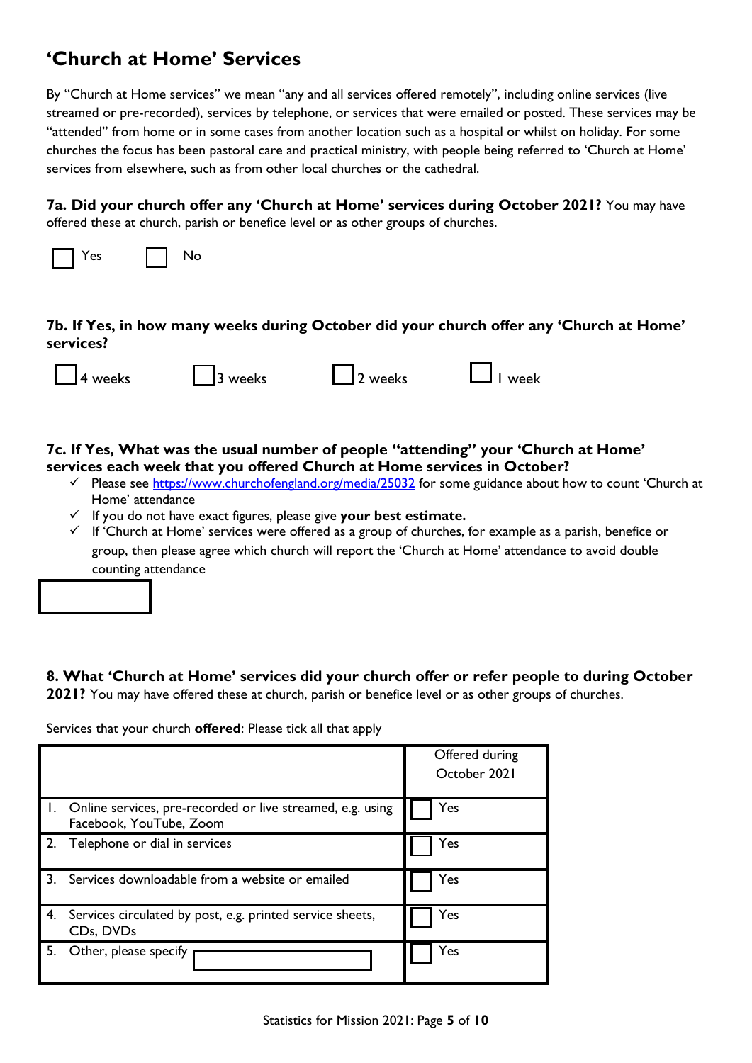## 'Church at Home' Services

By "Church at Home services" we mean "any and all services offered remotely", including online services (live streamed or pre-recorded), services by telephone, or services that were emailed or posted. These services may be "attended" from home or in some cases from another location such as a hospital or whilst on holiday. For some churches the focus has been pastoral care and practical ministry, with people being referred to 'Church at Home' services from elsewhere, such as from other local churches or the cathedral.

**7a. Did your church offer any 'Church at Home' services during October 2021?** You may have offered these at church, parish or benefice level or as other groups of churches.

☐ Yes ☐ No

**7b. If Yes, in how many weeks during October did your church offer any 'Church at Home' services?**

☐ 4 weeks ☐ 3 weeks ☐ 2 weeks ☐ 1 week

**7c. If Yes, What was the usual number of people "attending" your 'Church at Home' services each week that you offered Church at Home services in October?**

- ✓ Please see https://www.churchofengland.org/media/25032 for some guidance about how to count 'Church at Home' attendance
- ✓ If you do not have exact figures, please give **your best estimate.**
- ✓ If 'Church at Home' services were offered as a group of churches, for example as a parish, benefice or group, then please agree which church will report the 'Church at Home' attendance to avoid double counting attendance

☐

**8. What 'Church at Home' services did your church offer or refer people to during October 2021?** You may have offered these at church, parish or benefice level or as other groups of churches.

Services that your church **offered**: Please tick all that apply

| | Offered during October 2021 |
|---|---|
| 1. Online services, pre-recorded or live streamed, e.g. using Facebook, YouTube, Zoom | ☐ Yes |
| 2. Telephone or dial in services | ☐ Yes |
| 3. Services downloadable from a website or emailed | ☐ Yes |
| 4. Services circulated by post, e.g. printed service sheets, CDs, DVDs | ☐ Yes |
| 5. Other, please specify ☐ | ☐ Yes |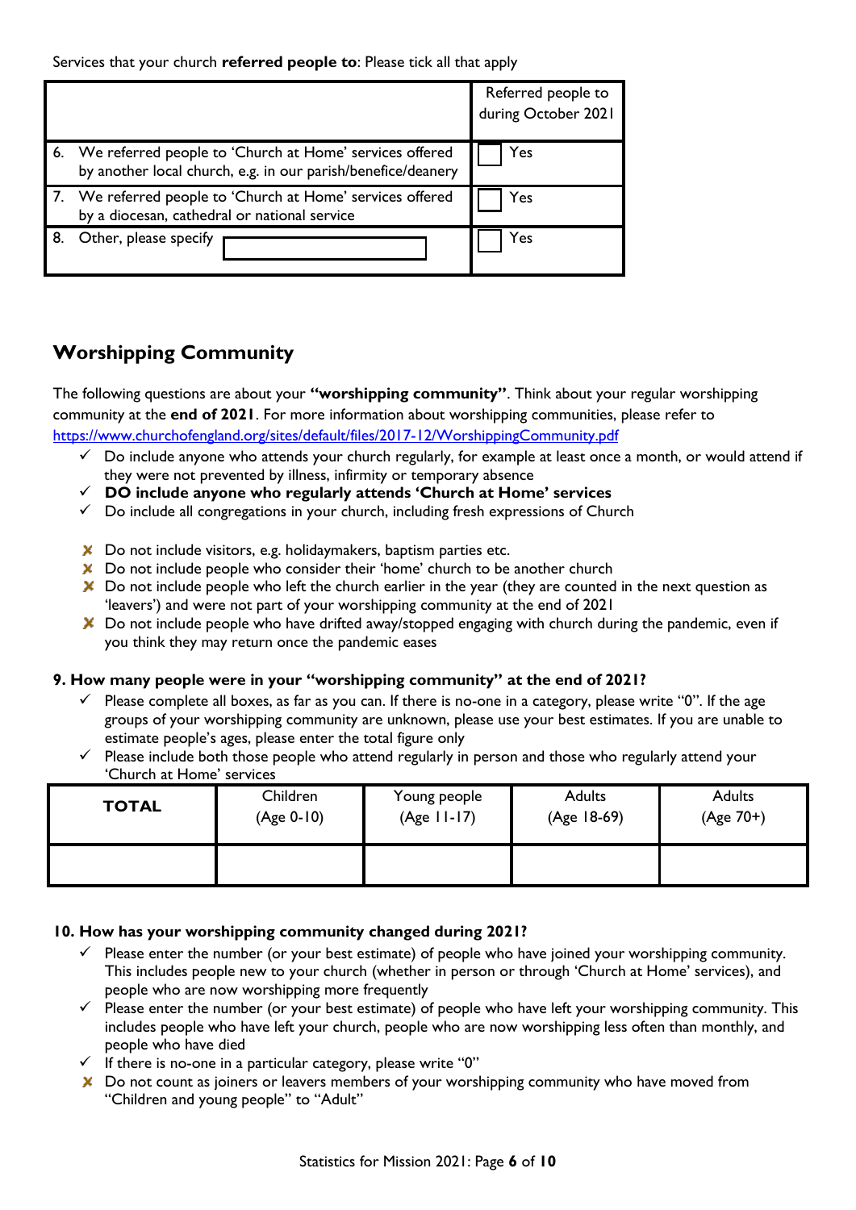Services that your church **referred people to**: Please tick all that apply

| | Referred people to during October 2021 |
|---|---|
| 6. We referred people to 'Church at Home' services offered by another local church, e.g. in our parish/benefice/deanery | ☐ Yes |
| 7. We referred people to 'Church at Home' services offered by a diocesan, cathedral or national service | ☐ Yes |
| 8. Other, please specify ______ | ☐ Yes |

## Worshipping Community

The following questions are about your **"worshipping community"**. Think about your regular worshipping community at the **end of 2021**. For more information about worshipping communities, please refer to https://www.churchofengland.org/sites/default/files/2017-12/WorshippingCommunity.pdf

- ✓ Do include anyone who attends your church regularly, for example at least once a month, or would attend if they were not prevented by illness, infirmity or temporary absence
- ✓ **DO include anyone who regularly attends 'Church at Home' services**
- ✓ Do include all congregations in your church, including fresh expressions of Church

- ✗ Do not include visitors, e.g. holidaymakers, baptism parties etc.
- ✗ Do not include people who consider their 'home' church to be another church
- ✗ Do not include people who left the church earlier in the year (they are counted in the next question as 'leavers') and were not part of your worshipping community at the end of 2021
- ✗ Do not include people who have drifted away/stopped engaging with church during the pandemic, even if you think they may return once the pandemic eases

**9. How many people were in your "worshipping community" at the end of 2021?**

- ✓ Please complete all boxes, as far as you can. If there is no-one in a category, please write "0". If the age groups of your worshipping community are unknown, please use your best estimates. If you are unable to estimate people's ages, please enter the total figure only
- ✓ Please include both those people who attend regularly in person and those who regularly attend your 'Church at Home' services

| TOTAL | Children (Age 0-10) | Young people (Age 11-17) | Adults (Age 18-69) | Adults (Age 70+) |
|---|---|---|---|---|
| | | | | |

**10. How has your worshipping community changed during 2021?**

- ✓ Please enter the number (or your best estimate) of people who have joined your worshipping community. This includes people new to your church (whether in person or through 'Church at Home' services), and people who are now worshipping more frequently
- ✓ Please enter the number (or your best estimate) of people who have left your worshipping community. This includes people who have left your church, people who are now worshipping less often than monthly, and people who have died
- ✓ If there is no-one in a particular category, please write "0"
- ✗ Do not count as joiners or leavers members of your worshipping community who have moved from "Children and young people" to "Adult"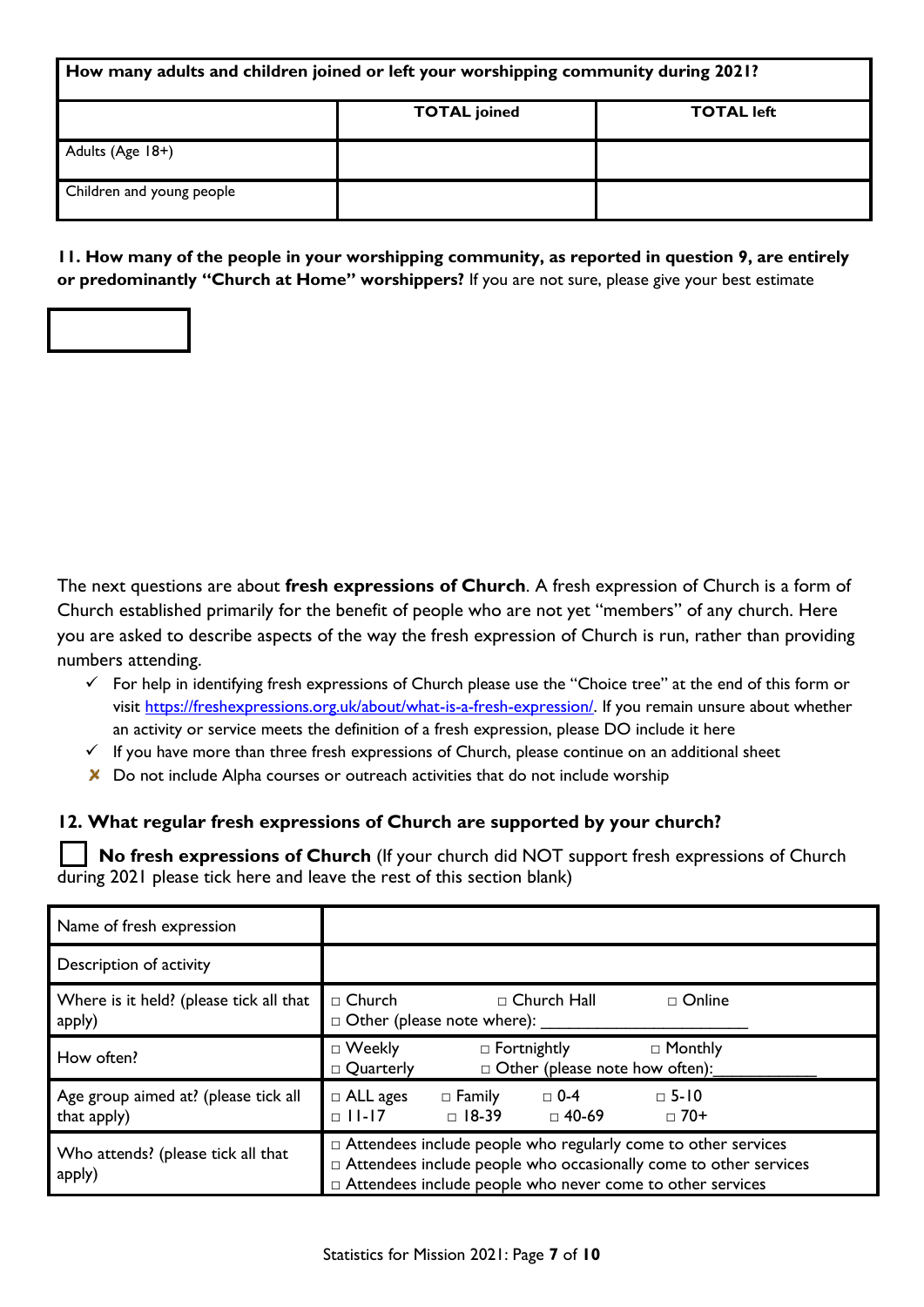| How many adults and children joined or left your worshipping community during 2021? | | |
|---|---|---|
| | **TOTAL joined** | **TOTAL left** |
| Adults (Age 18+) | | |
| Children and young people | | |

**11. How many of the people in your worshipping community, as reported in question 9, are entirely or predominantly "Church at Home" worshippers?** If you are not sure, please give your best estimate

☐

The next questions are about **fresh expressions of Church**. A fresh expression of Church is a form of Church established primarily for the benefit of people who are not yet "members" of any church. Here you are asked to describe aspects of the way the fresh expression of Church is run, rather than providing numbers attending.

- ✓ For help in identifying fresh expressions of Church please use the "Choice tree" at the end of this form or visit https://freshexpressions.org.uk/about/what-is-a-fresh-expression/. If you remain unsure about whether an activity or service meets the definition of a fresh expression, please DO include it here
- ✓ If you have more than three fresh expressions of Church, please continue on an additional sheet
- ✗ Do not include Alpha courses or outreach activities that do not include worship

**12. What regular fresh expressions of Church are supported by your church?**

☐ **No fresh expressions of Church** (If your church did NOT support fresh expressions of Church during 2021 please tick here and leave the rest of this section blank)

| Name of fresh expression | |
|---|---|
| Description of activity | |
| Where is it held? (please tick all that apply) | □ Church □ Church Hall □ Online<br>□ Other (please note where): ______________________ |
| How often? | □ Weekly □ Fortnightly □ Monthly<br>□ Quarterly □ Other (please note how often):__________ |
| Age group aimed at? (please tick all that apply) | □ ALL ages □ Family □ 0-4 □ 5-10<br>□ 11-17 □ 18-39 □ 40-69 □ 70+ |
| Who attends? (please tick all that apply) | □ Attendees include people who regularly come to other services<br>□ Attendees include people who occasionally come to other services<br>□ Attendees include people who never come to other services |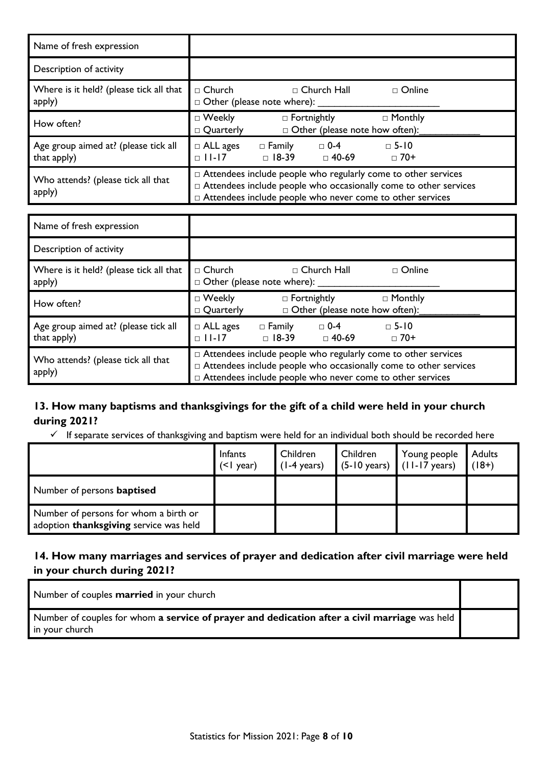| Name of fresh expression | |
|---|---|
| Description of activity | |
| Where is it held? (please tick all that apply) | □ Church □ Church Hall □ Online<br>□ Other (please note where): ______________________ |
| How often? | □ Weekly □ Fortnightly □ Monthly<br>□ Quarterly □ Other (please note how often):___________ |
| Age group aimed at? (please tick all that apply) | □ ALL ages □ Family □ 0-4 □ 5-10<br>□ 11-17 □ 18-39 □ 40-69 □ 70+ |
| Who attends? (please tick all that apply) | □ Attendees include people who regularly come to other services<br>□ Attendees include people who occasionally come to other services<br>□ Attendees include people who never come to other services |

| Name of fresh expression | |
|---|---|
| Description of activity | |
| Where is it held? (please tick all that apply) | □ Church □ Church Hall □ Online<br>□ Other (please note where): ______________________ |
| How often? | □ Weekly □ Fortnightly □ Monthly<br>□ Quarterly □ Other (please note how often):___________ |
| Age group aimed at? (please tick all that apply) | □ ALL ages □ Family □ 0-4 □ 5-10<br>□ 11-17 □ 18-39 □ 40-69 □ 70+ |
| Who attends? (please tick all that apply) | □ Attendees include people who regularly come to other services<br>□ Attendees include people who occasionally come to other services<br>□ Attendees include people who never come to other services |

### 13. How many baptisms and thanksgivings for the gift of a child were held in your church during 2021?

- ✓ If separate services of thanksgiving and baptism were held for an individual both should be recorded here

| | Infants (<1 year) | Children (1-4 years) | Children (5-10 years) | Young people (11-17 years) | Adults (18+) |
|---|---|---|---|---|---|
| Number of persons **baptised** | | | | | |
| Number of persons for whom a birth or adoption **thanksgiving** service was held | | | | | |

### 14. How many marriages and services of prayer and dedication after civil marriage were held in your church during 2021?

| | |
|---|---|
| Number of couples **married** in your church | |
| Number of couples for whom **a service of prayer and dedication after a civil marriage** was held in your church | |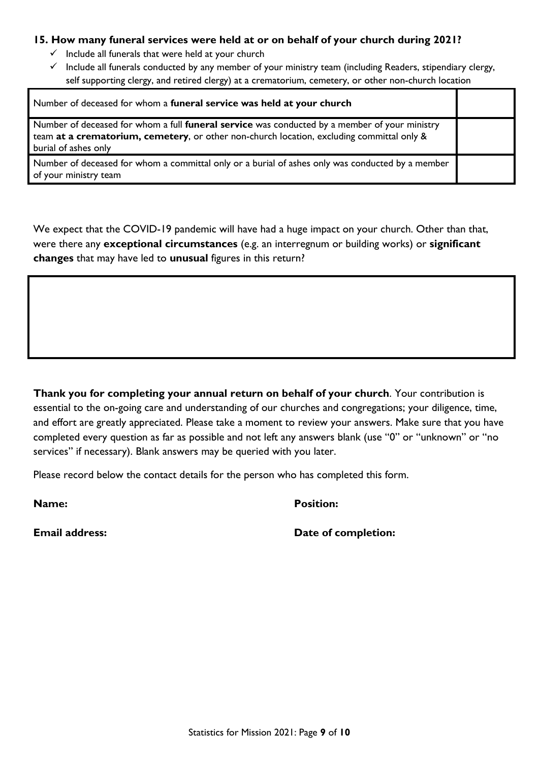**15. How many funeral services were held at or on behalf of your church during 2021?**

- ✓ Include all funerals that were held at your church
- ✓ Include all funerals conducted by any member of your ministry team (including Readers, stipendiary clergy, self supporting clergy, and retired clergy) at a crematorium, cemetery, or other non-church location

| | |
|---|---|
| Number of deceased for whom a **funeral service was held at your church** | |
| Number of deceased for whom a full **funeral service** was conducted by a member of your ministry team **at a crematorium, cemetery**, or other non-church location, excluding committal only & burial of ashes only | |
| Number of deceased for whom a committal only or a burial of ashes only was conducted by a member of your ministry team | |

We expect that the COVID-19 pandemic will have had a huge impact on your church. Other than that, were there any **exceptional circumstances** (e.g. an interregnum or building works) or **significant changes** that may have led to **unusual** figures in this return?

| |
|---|
| |

**Thank you for completing your annual return on behalf of your church**. Your contribution is essential to the on-going care and understanding of our churches and congregations; your diligence, time, and effort are greatly appreciated. Please take a moment to review your answers. Make sure that you have completed every question as far as possible and not left any answers blank (use "0" or "unknown" or "no services" if necessary). Blank answers may be queried with you later.

Please record below the contact details for the person who has completed this form.

**Name:** **Position:**

**Email address:** **Date of completion:**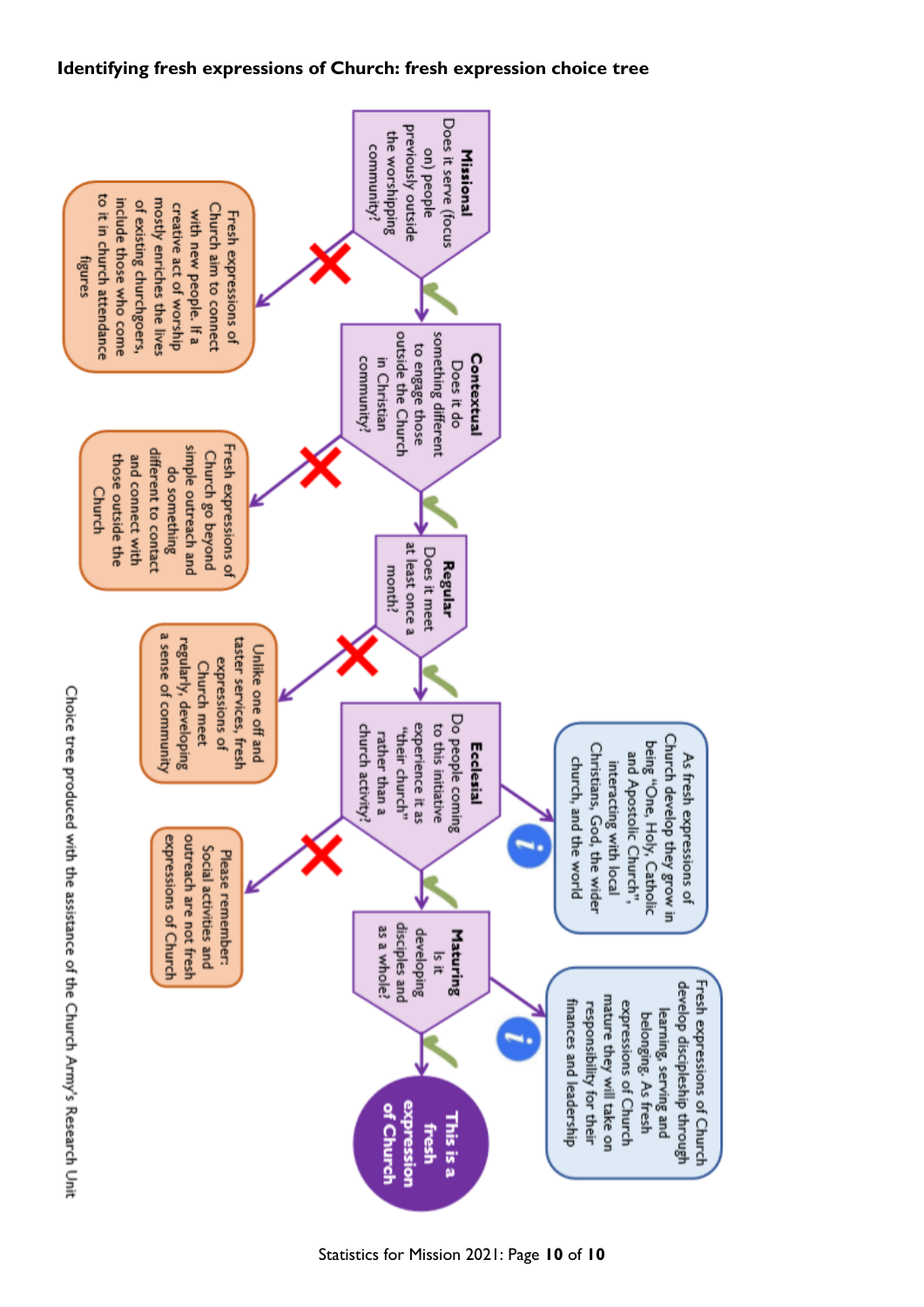### Identifying fresh expressions of Church: fresh expression choice tree

**Missional**
Does it serve (focus on) people previously outside the worshipping community?

✗ Fresh expressions of Church aim to connect with new people. If a creative act of worship mostly enriches the lives of existing churchgoers, include those who come to it in church attendance figures

✓ **Contextual**
Does it do something different to engage those outside the Church in Christian community?

✗ Fresh expressions of Church go beyond simple outreach and do something different to contact and connect with those outside the Church

✓ **Regular**
Does it meet at least once a month?

✗ Unlike one off and taster services, fresh expressions of Church meet regularly, developing a sense of community

✓ **Ecclesial**
Do people coming to this initiative experience it as "their church" rather than a church activity?

ℹ As fresh expressions of Church develop they grow in being "One, Holy, Catholic and Apostolic Church", interacting with local Christians, God, the wider church, and the world

✗ Please remember: Social activities and outreach are not fresh expressions of Church

✓ **Maturing**
Is it developing disciples and as a whole?

ℹ Fresh expressions of Church develop discipleship through learning, serving and belonging. As fresh expressions of Church mature they will take on responsibility for their finances and leadership

✓ **This is a fresh expression of Church**

Choice tree produced with the assistance of the Church Army's Research Unit